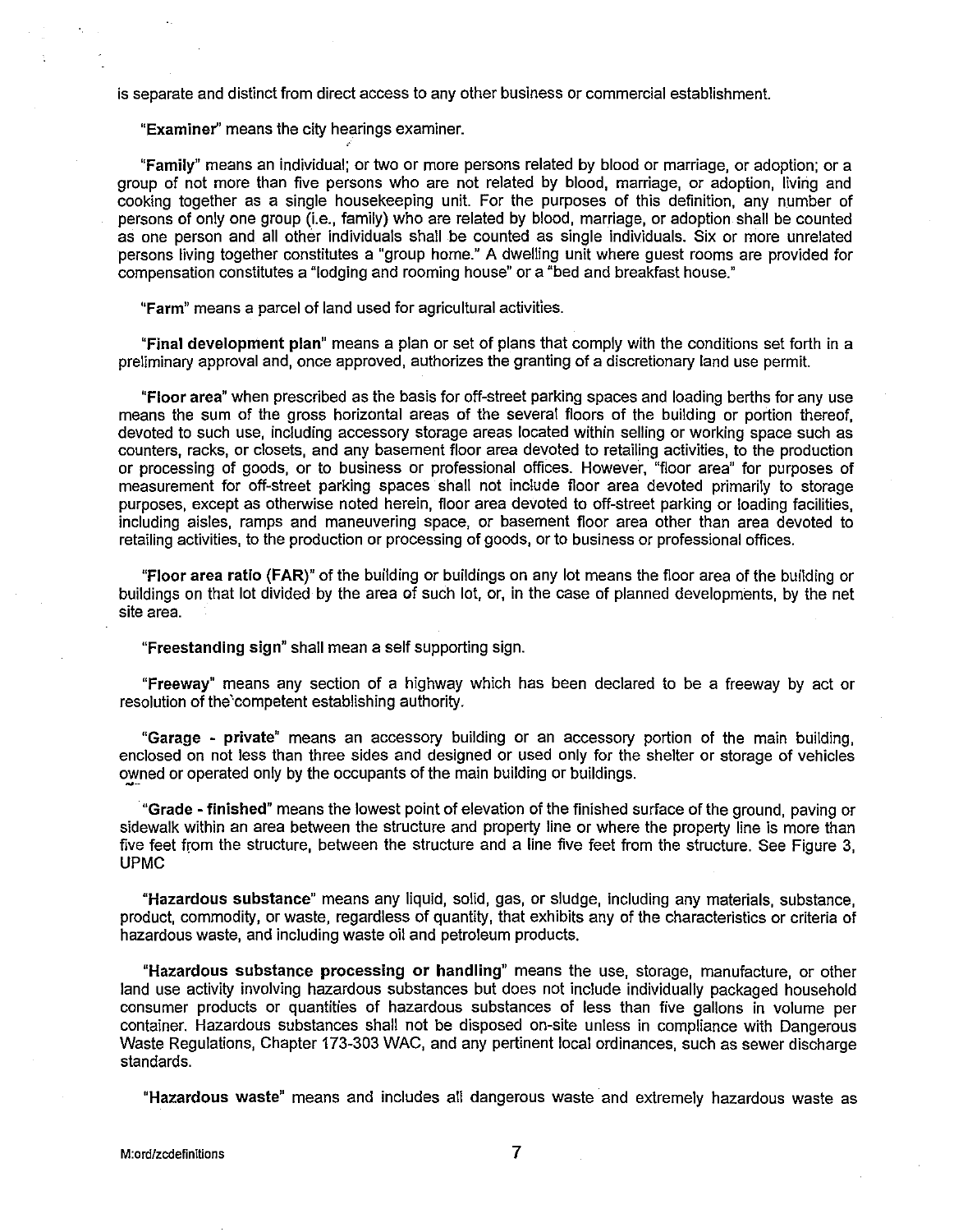is separate and distinct from direct access to any other business or commercial establishment.

"**Examiner**" means the city hearings examiner.

"**Family**" means an individual; or two or more persons related by blood or marriage, or adoption; or a group of not more than five persons who are not related by blood, marriage, or adoption, living and cooking together as a single housekeeping unit. For the purposes of this definition, any number of persons of only one group (i.e., family) who are related by blood, marriage, or adoption shall be counted as one person and all other individuals shall be counted as single individuals. Six or more unrelated persons living together constitutes a "group home." A dwelling unit where guest rooms are provided for compensation constitutes a "lodging and rooming house" or a "bed and breakfast house."

"**Farm**" means a parcel of land used for agricultural activities.

"**Final development plan**" means a plan or set of plans that comply with the conditions set forth in a preliminary approval and, once approved, authorizes the granting of a discretionary land use permit.

"**Floor area**" when prescribed as the basis for off-street parking spaces and loading berths for any use means the sum of the gross horizontal areas of the several floors of the building or portion thereof, devoted to such use, including accessory storage areas located within selling or working space such as counters, racks, or closets, and any basement floor area devoted to retailing activities, to the production or processing of goods, or to business or professional offices. However, "floor area" for purposes of measurement for off-street parking spaces shall not include floor area devoted primarily to storage purposes, except as otherwise noted herein, floor area devoted to off-street parking or loading facilities, including aisles, ramps and maneuvering space, or basement floor area other than area devoted to retailing activities, to the production or processing of goods, or to business or professional offices.

"**Floor area ratio (FAR)**" of the building or buildings on any lot means the floor area of the building or buildings on that lot divided by the area of such lot, or, in the case of planned developments, by the net site area.

"**Freestanding sign**" shall mean a self supporting sign.

"**Freeway**" means any section of a highway which has been declared to be a freeway by act or resolution of the competent establishing authority.

"**Garage - private**" means an accessory building or an accessory portion of the main building, enclosed on not less than three sides and designed or used only for the shelter or storage of vehicles owned or operated only by the occupants of the main building or buildings.

"**Grade - finished**" means the lowest point of elevation of the finished surface of the ground, paving or sidewalk within an area between the structure and property line or where the property line is more than five feet from the structure, between the structure and a line five feet from the structure. See Figure 3, UPMC

"**Hazardous substance**" means any liquid, solid, gas, or sludge, including any materials, substance, product, commodity, or waste, regardless of quantity, that exhibits any of the characteristics or criteria of hazardous waste, and including waste oil and petroleum products.

"**Hazardous substance processing or handling**" means the use, storage, manufacture, or other land use activity involving hazardous substances but does not include individually packaged household consumer products or quantities of hazardous substances of less than five gallons in volume per container. Hazardous substances shall not be disposed on-site unless in compliance with Dangerous Waste Regulations, Chapter 173-303 WAC, and any pertinent local ordinances, such as sewer discharge standards.

"**Hazardous waste**" means and includes all dangerous waste and extremely hazardous waste as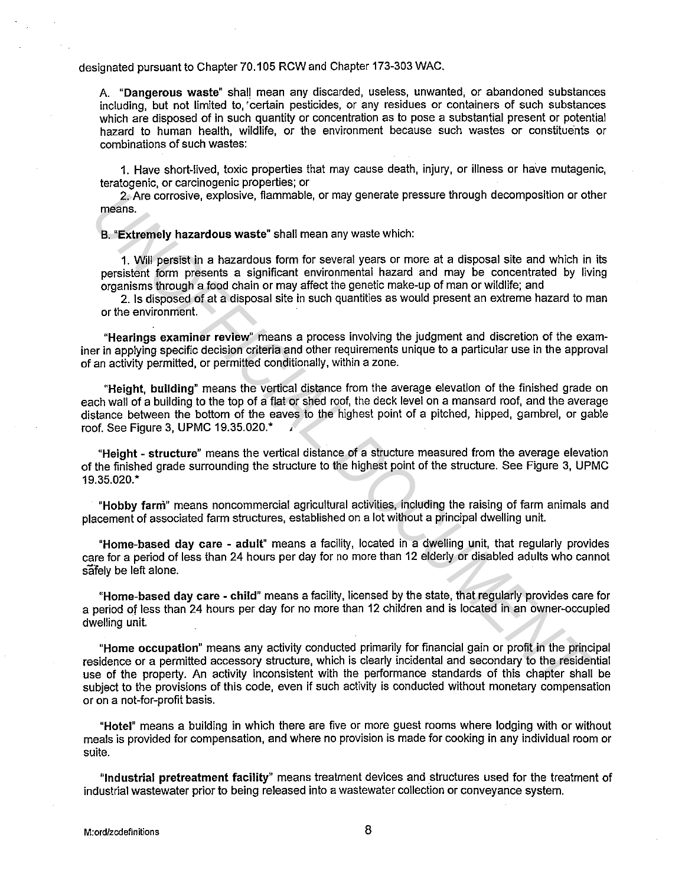designated pursuant to Chapter 70.105 RCW and Chapter 173-303 WAC.

A. "**Dangerous waste**" shall mean any discarded, useless, unwanted, or abandoned substances including, but not limited to, certain pesticides, or any residues or containers of such substances which are disposed of in such quantity or concentration as to pose a substantial present or potential hazard to human health, wildlife, or the environment because such wastes or constituents or combinations of such wastes:

1. Have short-lived, toxic properties that may cause death, injury, or illness or have mutagenic, teratogenic, or carcinogenic properties; or
2. Are corrosive, explosive, flammable, or may generate pressure through decomposition or other means.

B. "**Extremely hazardous waste**" shall mean any waste which:

1. Will persist in a hazardous form for several years or more at a disposal site and which in its persistent form presents a significant environmental hazard and may be concentrated by living organisms through a food chain or may affect the genetic make-up of man or wildlife; and
2. Is disposed of at a disposal site in such quantities as would present an extreme hazard to man or the environment.

"**Hearings examiner review**" means a process involving the judgment and discretion of the examiner in applying specific decision criteria and other requirements unique to a particular use in the approval of an activity permitted, or permitted conditionally, within a zone.

"**Height, building**" means the vertical distance from the average elevation of the finished grade on each wall of a building to the top of a flat or shed roof, the deck level on a mansard roof, and the average distance between the bottom of the eaves to the highest point of a pitched, hipped, gambrel, or gable roof. See Figure 3, UPMC 19.35.020.*

"**Height - structure**" means the vertical distance of a structure measured from the average elevation of the finished grade surrounding the structure to the highest point of the structure. See Figure 3, UPMC 19.35.020.*

"**Hobby farm**" means noncommercial agricultural activities, including the raising of farm animals and placement of associated farm structures, established on a lot without a principal dwelling unit.

"**Home-based day care - adult**" means a facility, located in a dwelling unit, that regularly provides care for a period of less than 24 hours per day for no more than 12 elderly or disabled adults who cannot safely be left alone.

"**Home-based day care - child**" means a facility, licensed by the state, that regularly provides care for a period of less than 24 hours per day for no more than 12 children and is located in an owner-occupied dwelling unit.

"**Home occupation**" means any activity conducted primarily for financial gain or profit in the principal residence or a permitted accessory structure, which is clearly incidental and secondary to the residential use of the property. An activity inconsistent with the performance standards of this chapter shall be subject to the provisions of this code, even if such activity is conducted without monetary compensation or on a not-for-profit basis.

"**Hotel**" means a building in which there are five or more guest rooms where lodging with or without meals is provided for compensation, and where no provision is made for cooking in any individual room or suite.

"**Industrial pretreatment facility**" means treatment devices and structures used for the treatment of industrial wastewater prior to being released into a wastewater collection or conveyance system.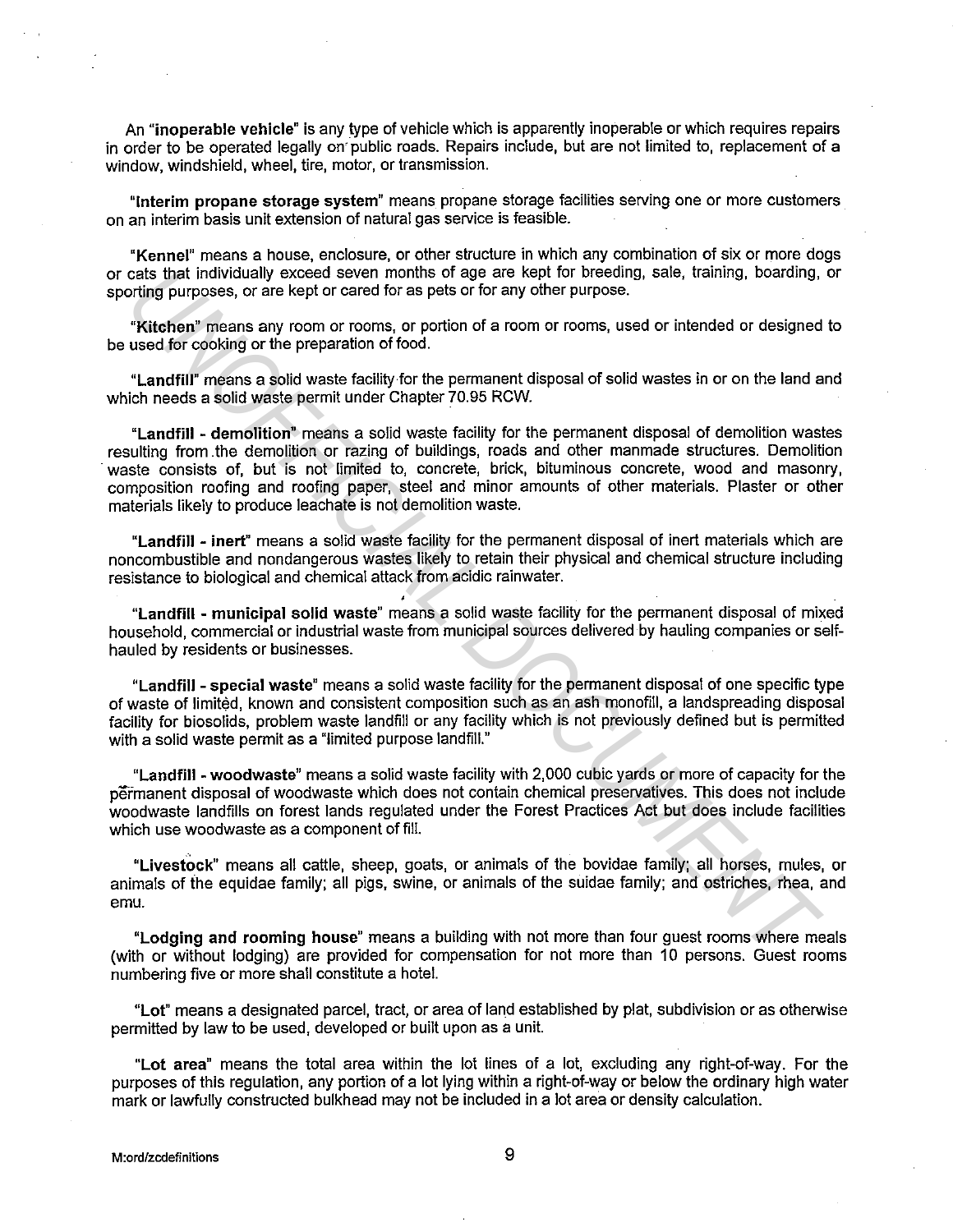An "**inoperable vehicle**" is any type of vehicle which is apparently inoperable or which requires repairs in order to be operated legally on public roads. Repairs include, but are not limited to, replacement of a window, windshield, wheel, tire, motor, or transmission.

"**Interim propane storage system**" means propane storage facilities serving one or more customers on an interim basis unit extension of natural gas service is feasible.

"**Kennel**" means a house, enclosure, or other structure in which any combination of six or more dogs or cats that individually exceed seven months of age are kept for breeding, sale, training, boarding, or sporting purposes, or are kept or cared for as pets or for any other purpose.

"**Kitchen**" means any room or rooms, or portion of a room or rooms, used or intended or designed to be used for cooking or the preparation of food.

"**Landfill**" means a solid waste facility for the permanent disposal of solid wastes in or on the land and which needs a solid waste permit under Chapter 70.95 RCW.

"**Landfill - demolition**" means a solid waste facility for the permanent disposal of demolition wastes resulting from the demolition or razing of buildings, roads and other manmade structures. Demolition waste consists of, but is not limited to, concrete, brick, bituminous concrete, wood and masonry, composition roofing and roofing paper, steel and minor amounts of other materials. Plaster or other materials likely to produce leachate is not demolition waste.

"**Landfill - inert**" means a solid waste facility for the permanent disposal of inert materials which are noncombustible and nondangerous wastes likely to retain their physical and chemical structure including resistance to biological and chemical attack from acidic rainwater.

"**Landfill - municipal solid waste**" means a solid waste facility for the permanent disposal of mixed household, commercial or industrial waste from municipal sources delivered by hauling companies or self-hauled by residents or businesses.

"**Landfill - special waste**" means a solid waste facility for the permanent disposal of one specific type of waste of limited, known and consistent composition such as an ash monofill, a landspreading disposal facility for biosolids, problem waste landfill or any facility which is not previously defined but is permitted with a solid waste permit as a "limited purpose landfill."

"**Landfill - woodwaste**" means a solid waste facility with 2,000 cubic yards or more of capacity for the permanent disposal of woodwaste which does not contain chemical preservatives. This does not include woodwaste landfills on forest lands regulated under the Forest Practices Act but does include facilities which use woodwaste as a component of fill.

"**Livestock**" means all cattle, sheep, goats, or animals of the bovidae family; all horses, mules, or animals of the equidae family; all pigs, swine, or animals of the suidae family; and ostriches, rhea, and emu.

"**Lodging and rooming house**" means a building with not more than four guest rooms where meals (with or without lodging) are provided for compensation for not more than 10 persons. Guest rooms numbering five or more shall constitute a hotel.

"**Lot**" means a designated parcel, tract, or area of land established by plat, subdivision or as otherwise permitted by law to be used, developed or built upon as a unit.

"**Lot area**" means the total area within the lot lines of a lot, excluding any right-of-way. For the purposes of this regulation, any portion of a lot lying within a right-of-way or below the ordinary high water mark or lawfully constructed bulkhead may not be included in a lot area or density calculation.

M:ord/zcdefinitions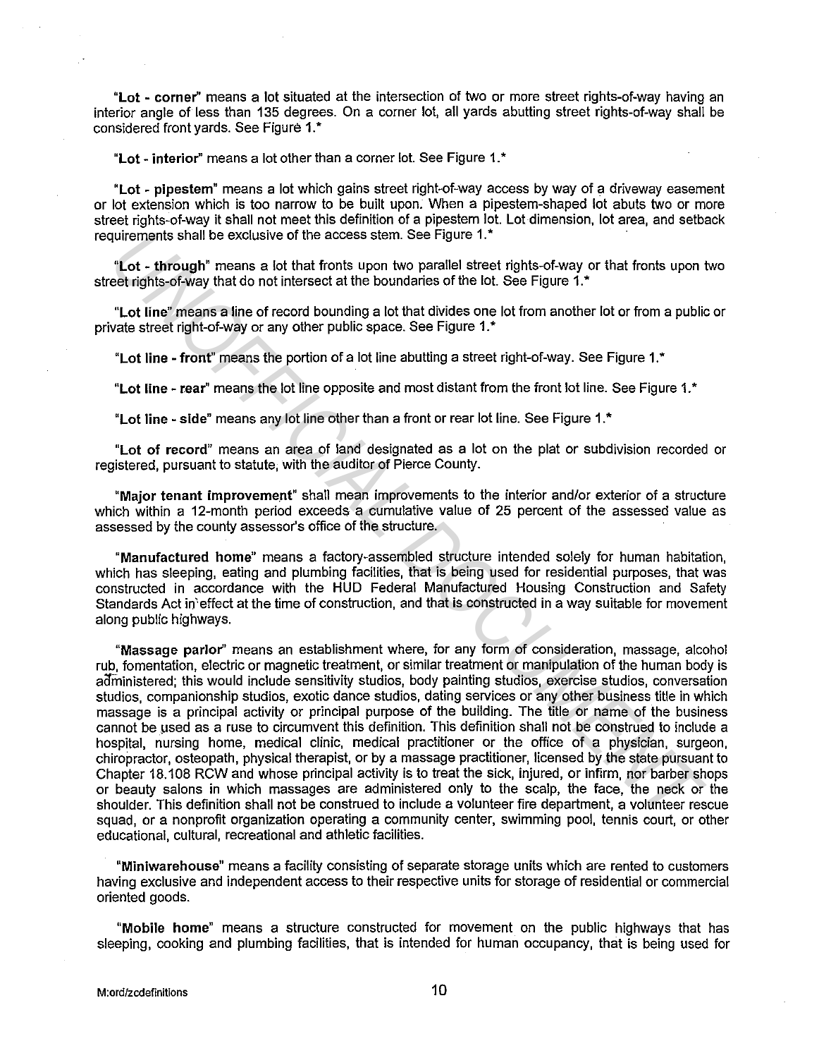"**Lot - corner**" means a lot situated at the intersection of two or more street rights-of-way having an interior angle of less than 135 degrees. On a corner lot, all yards abutting street rights-of-way shall be considered front yards. See Figure 1.*

"**Lot - interior**" means a lot other than a corner lot. See Figure 1.*

"**Lot - pipestem**" means a lot which gains street right-of-way access by way of a driveway easement or lot extension which is too narrow to be built upon. When a pipestem-shaped lot abuts two or more street rights-of-way it shall not meet this definition of a pipestem lot. Lot dimension, lot area, and setback requirements shall be exclusive of the access stem. See Figure 1.*

"**Lot - through**" means a lot that fronts upon two parallel street rights-of-way or that fronts upon two street rights-of-way that do not intersect at the boundaries of the lot. See Figure 1.*

"**Lot line**" means a line of record bounding a lot that divides one lot from another lot or from a public or private street right-of-way or any other public space. See Figure 1.*

"**Lot line - front**" means the portion of a lot line abutting a street right-of-way. See Figure 1.*

"**Lot line - rear**" means the lot line opposite and most distant from the front lot line. See Figure 1.*

"**Lot line - side**" means any lot line other than a front or rear lot line. See Figure 1.*

"**Lot of record**" means an area of land designated as a lot on the plat or subdivision recorded or registered, pursuant to statute, with the auditor of Pierce County.

"**Major tenant improvement**" shall mean improvements to the interior and/or exterior of a structure which within a 12-month period exceeds a cumulative value of 25 percent of the assessed value as assessed by the county assessor's office of the structure.

"**Manufactured home**" means a factory-assembled structure intended solely for human habitation, which has sleeping, eating and plumbing facilities, that is being used for residential purposes, that was constructed in accordance with the HUD Federal Manufactured Housing Construction and Safety Standards Act in effect at the time of construction, and that is constructed in a way suitable for movement along public highways.

"**Massage parlor**" means an establishment where, for any form of consideration, massage, alcohol rub, fomentation, electric or magnetic treatment, or similar treatment or manipulation of the human body is administered; this would include sensitivity studios, body painting studios, exercise studios, conversation studios, companionship studios, exotic dance studios, dating services or any other business title in which massage is a principal activity or principal purpose of the building. The title or name of the business cannot be used as a ruse to circumvent this definition. This definition shall not be construed to include a hospital, nursing home, medical clinic, medical practitioner or the office of a physician, surgeon, chiropractor, osteopath, physical therapist, or by a massage practitioner, licensed by the state pursuant to Chapter 18.108 RCW and whose principal activity is to treat the sick, injured, or infirm, nor barber shops or beauty salons in which massages are administered only to the scalp, the face, the neck or the shoulder. This definition shall not be construed to include a volunteer fire department, a volunteer rescue squad, or a nonprofit organization operating a community center, swimming pool, tennis court, or other educational, cultural, recreational and athletic facilities.

"**Miniwarehouse**" means a facility consisting of separate storage units which are rented to customers having exclusive and independent access to their respective units for storage of residential or commercial oriented goods.

"**Mobile home**" means a structure constructed for movement on the public highways that has sleeping, cooking and plumbing facilities, that is intended for human occupancy, that is being used for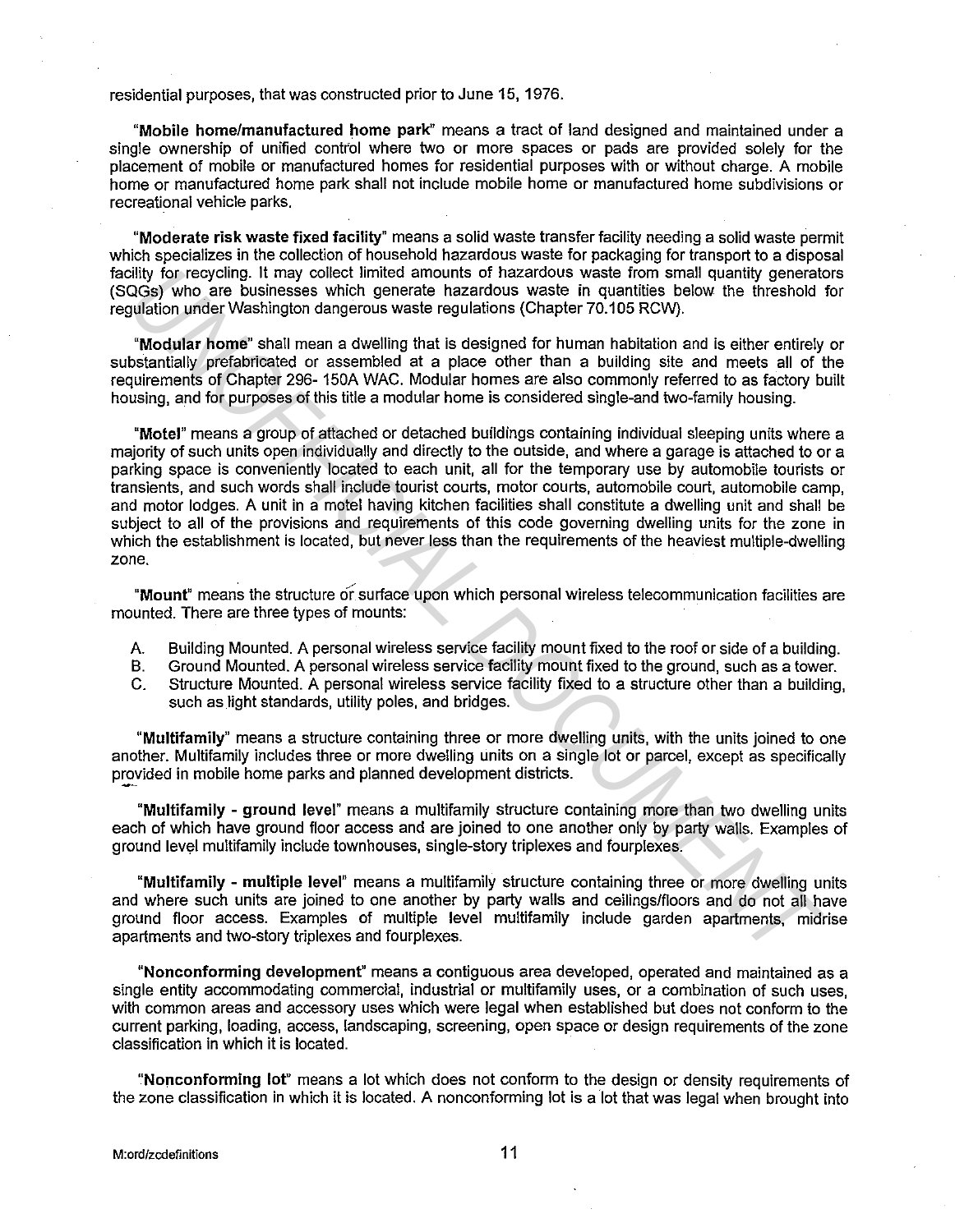residential purposes, that was constructed prior to June 15, 1976.

"**Mobile home/manufactured home park**" means a tract of land designed and maintained under a single ownership of unified control where two or more spaces or pads are provided solely for the placement of mobile or manufactured homes for residential purposes with or without charge. A mobile home or manufactured home park shall not include mobile home or manufactured home subdivisions or recreational vehicle parks.

"**Moderate risk waste fixed facility**" means a solid waste transfer facility needing a solid waste permit which specializes in the collection of household hazardous waste for packaging for transport to a disposal facility for recycling. It may collect limited amounts of hazardous waste from small quantity generators (SQGs) who are businesses which generate hazardous waste in quantities below the threshold for regulation under Washington dangerous waste regulations (Chapter 70.105 RCW).

"**Modular home**" shall mean a dwelling that is designed for human habitation and is either entirely or substantially prefabricated or assembled at a place other than a building site and meets all of the requirements of Chapter 296- 150A WAC. Modular homes are also commonly referred to as factory built housing, and for purposes of this title a modular home is considered single-and two-family housing.

"**Motel**" means a group of attached or detached buildings containing individual sleeping units where a majority of such units open individually and directly to the outside, and where a garage is attached to or a parking space is conveniently located to each unit, all for the temporary use by automobile tourists or transients, and such words shall include tourist courts, motor courts, automobile court, automobile camp, and motor lodges. A unit in a motel having kitchen facilities shall constitute a dwelling unit and shall be subject to all of the provisions and requirements of this code governing dwelling units for the zone in which the establishment is located, but never less than the requirements of the heaviest multiple-dwelling zone.

"**Mount**" means the structure or surface upon which personal wireless telecommunication facilities are mounted. There are three types of mounts:

A. Building Mounted. A personal wireless service facility mount fixed to the roof or side of a building.
B. Ground Mounted. A personal wireless service facility mount fixed to the ground, such as a tower.
C. Structure Mounted. A personal wireless service facility fixed to a structure other than a building, such as light standards, utility poles, and bridges.

"**Multifamily**" means a structure containing three or more dwelling units, with the units joined to one another. Multifamily includes three or more dwelling units on a single lot or parcel, except as specifically provided in mobile home parks and planned development districts.

"**Multifamily - ground level**" means a multifamily structure containing more than two dwelling units each of which have ground floor access and are joined to one another only by party walls. Examples of ground level multifamily include townhouses, single-story triplexes and fourplexes.

"**Multifamily - multiple level**" means a multifamily structure containing three or more dwelling units and where such units are joined to one another by party walls and ceilings/floors and do not all have ground floor access. Examples of multiple level multifamily include garden apartments, midrise apartments and two-story triplexes and fourplexes.

"**Nonconforming development**" means a contiguous area developed, operated and maintained as a single entity accommodating commercial, industrial or multifamily uses, or a combination of such uses, with common areas and accessory uses which were legal when established but does not conform to the current parking, loading, access, landscaping, screening, open space or design requirements of the zone classification in which it is located.

"**Nonconforming lot**" means a lot which does not conform to the design or density requirements of the zone classification in which it is located. A nonconforming lot is a lot that was legal when brought into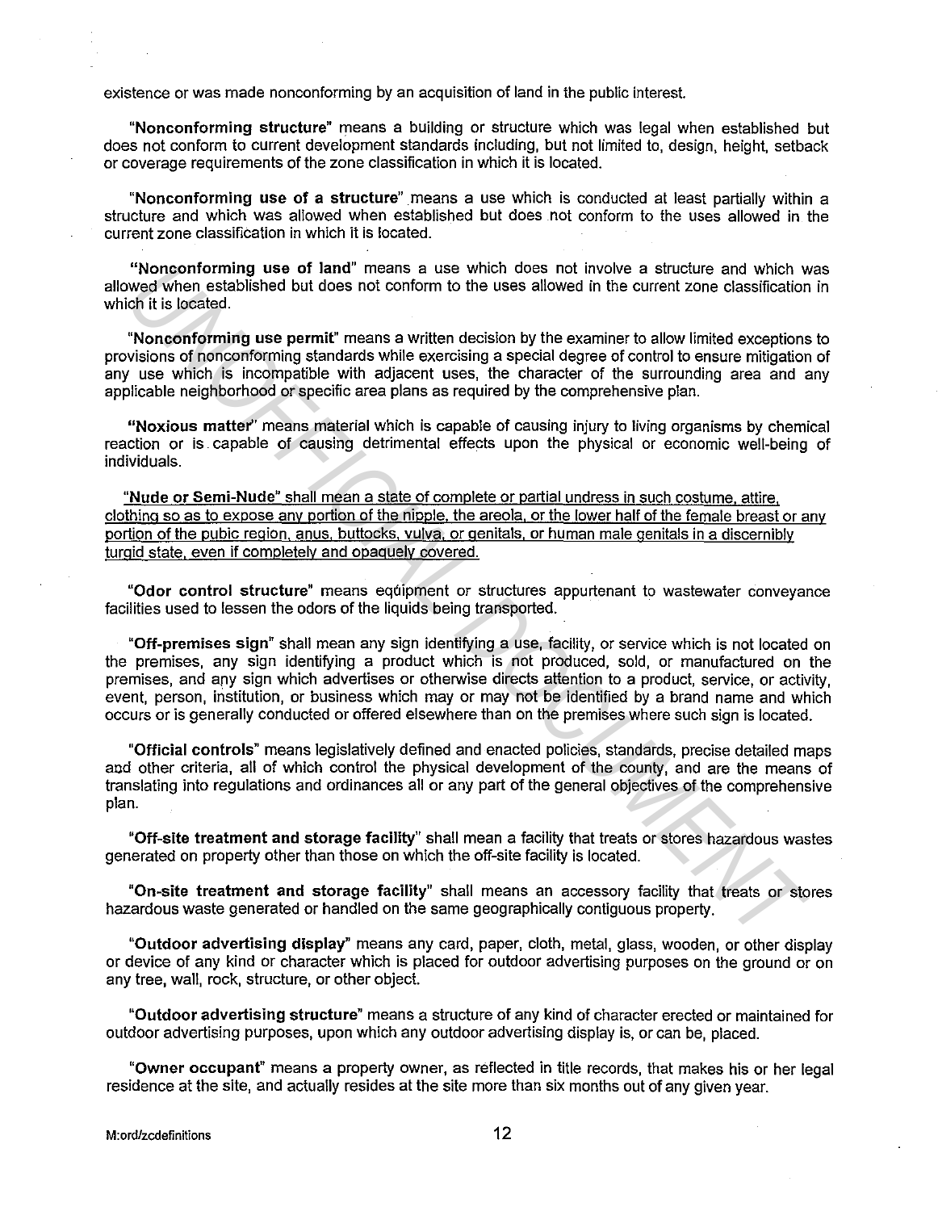existence or was made nonconforming by an acquisition of land in the public interest.

"**Nonconforming structure**" means a building or structure which was legal when established but does not conform to current development standards including, but not limited to, design, height, setback or coverage requirements of the zone classification in which it is located.

"**Nonconforming use of a structure**" means a use which is conducted at least partially within a structure and which was allowed when established but does not conform to the uses allowed in the current zone classification in which it is located.

"**Nonconforming use of land**" means a use which does not involve a structure and which was allowed when established but does not conform to the uses allowed in the current zone classification in which it is located.

"**Nonconforming use permit**" means a written decision by the examiner to allow limited exceptions to provisions of nonconforming standards while exercising a special degree of control to ensure mitigation of any use which is incompatible with adjacent uses, the character of the surrounding area and any applicable neighborhood or specific area plans as required by the comprehensive plan.

"**Noxious matter**" means material which is capable of causing injury to living organisms by chemical reaction or is capable of causing detrimental effects upon the physical or economic well-being of individuals.

<u>"**Nude or Semi-Nude**" shall mean a state of complete or partial undress in such costume, attire, clothing so as to expose any portion of the nipple, the areola, or the lower half of the female breast or any portion of the pubic region, anus, buttocks, vulva, or genitals, or human male genitals in a discernibly turgid state, even if completely and opaquely covered.</u>

"**Odor control structure**" means equipment or structures appurtenant to wastewater conveyance facilities used to lessen the odors of the liquids being transported.

"**Off-premises sign**" shall mean any sign identifying a use, facility, or service which is not located on the premises, any sign identifying a product which is not produced, sold, or manufactured on the premises, and any sign which advertises or otherwise directs attention to a product, service, or activity, event, person, institution, or business which may or may not be identified by a brand name and which occurs or is generally conducted or offered elsewhere than on the premises where such sign is located.

"**Official controls**" means legislatively defined and enacted policies, standards, precise detailed maps and other criteria, all of which control the physical development of the county, and are the means of translating into regulations and ordinances all or any part of the general objectives of the comprehensive plan.

"**Off-site treatment and storage facility**" shall mean a facility that treats or stores hazardous wastes generated on property other than those on which the off-site facility is located.

"**On-site treatment and storage facility**" shall means an accessory facility that treats or stores hazardous waste generated or handled on the same geographically contiguous property.

"**Outdoor advertising display**" means any card, paper, cloth, metal, glass, wooden, or other display or device of any kind or character which is placed for outdoor advertising purposes on the ground or on any tree, wall, rock, structure, or other object.

"**Outdoor advertising structure**" means a structure of any kind of character erected or maintained for outdoor advertising purposes, upon which any outdoor advertising display is, or can be, placed.

"**Owner occupant**" means a property owner, as reflected in title records, that makes his or her legal residence at the site, and actually resides at the site more than six months out of any given year.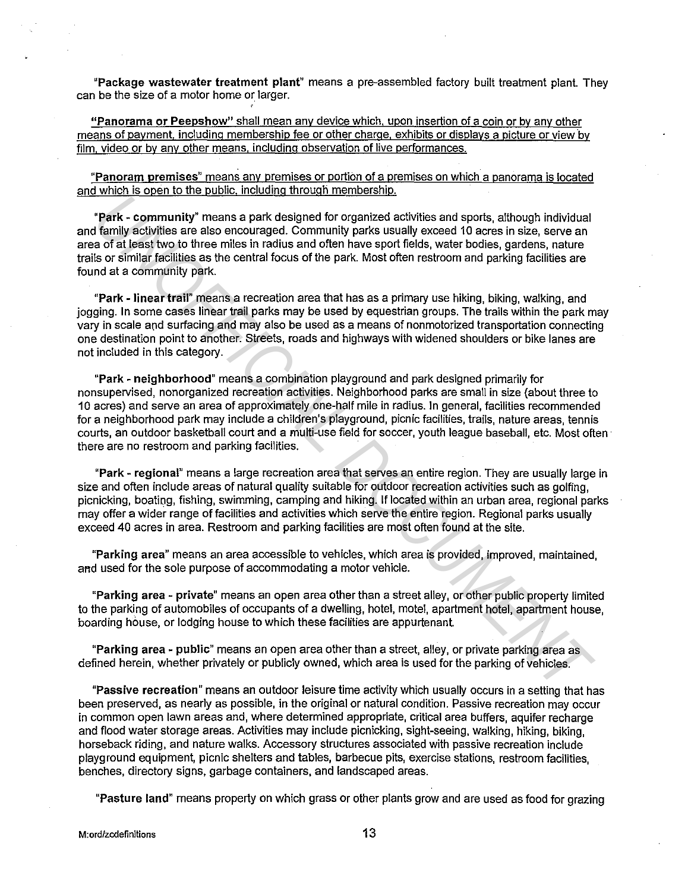"**Package wastewater treatment plant**" means a pre-assembled factory built treatment plant. They can be the size of a motor home or larger.

"**Panorama or Peepshow**" shall mean any device which, upon insertion of a coin or by any other means of payment, including membership fee or other charge, exhibits or displays a picture or view by film, video or by any other means, including observation of live performances.

"**Panoram premises**" means any premises or portion of a premises on which a panorama is located and which is open to the public, including through membership.

"**Park - community**" means a park designed for organized activities and sports, although individual and family activities are also encouraged. Community parks usually exceed 10 acres in size, serve an area of at least two to three miles in radius and often have sport fields, water bodies, gardens, nature trails or similar facilities as the central focus of the park. Most often restroom and parking facilities are found at a community park.

"**Park - linear trail**" means a recreation area that has as a primary use hiking, biking, walking, and jogging. In some cases linear trail parks may be used by equestrian groups. The trails within the park may vary in scale and surfacing and may also be used as a means of nonmotorized transportation connecting one destination point to another. Streets, roads and highways with widened shoulders or bike lanes are not included in this category.

"**Park - neighborhood**" means a combination playground and park designed primarily for nonsupervised, nonorganized recreation activities. Neighborhood parks are small in size (about three to 10 acres) and serve an area of approximately one-half mile in radius. In general, facilities recommended for a neighborhood park may include a children's playground, picnic facilities, trails, nature areas, tennis courts, an outdoor basketball court and a multi-use field for soccer, youth league baseball, etc. Most often there are no restroom and parking facilities.

"**Park - regional**" means a large recreation area that serves an entire region. They are usually large in size and often include areas of natural quality suitable for outdoor recreation activities such as golfing, picnicking, boating, fishing, swimming, camping and hiking. If located within an urban area, regional parks may offer a wider range of facilities and activities which serve the entire region. Regional parks usually exceed 40 acres in area. Restroom and parking facilities are most often found at the site.

"**Parking area**" means an area accessible to vehicles, which area is provided, improved, maintained, and used for the sole purpose of accommodating a motor vehicle.

"**Parking area - private**" means an open area other than a street alley, or other public property limited to the parking of automobiles of occupants of a dwelling, hotel, motel, apartment hotel, apartment house, boarding house, or lodging house to which these facilities are appurtenant.

"**Parking area - public**" means an open area other than a street, alley, or private parking area as defined herein, whether privately or publicly owned, which area is used for the parking of vehicles.

"**Passive recreation**" means an outdoor leisure time activity which usually occurs in a setting that has been preserved, as nearly as possible, in the original or natural condition. Passive recreation may occur in common open lawn areas and, where determined appropriate, critical area buffers, aquifer recharge and flood water storage areas. Activities may include picnicking, sight-seeing, walking, hiking, biking, horseback riding, and nature walks. Accessory structures associated with passive recreation include playground equipment, picnic shelters and tables, barbecue pits, exercise stations, restroom facilities, benches, directory signs, garbage containers, and landscaped areas.

"**Pasture land**" means property on which grass or other plants grow and are used as food for grazing

M:ord/zcdefinitions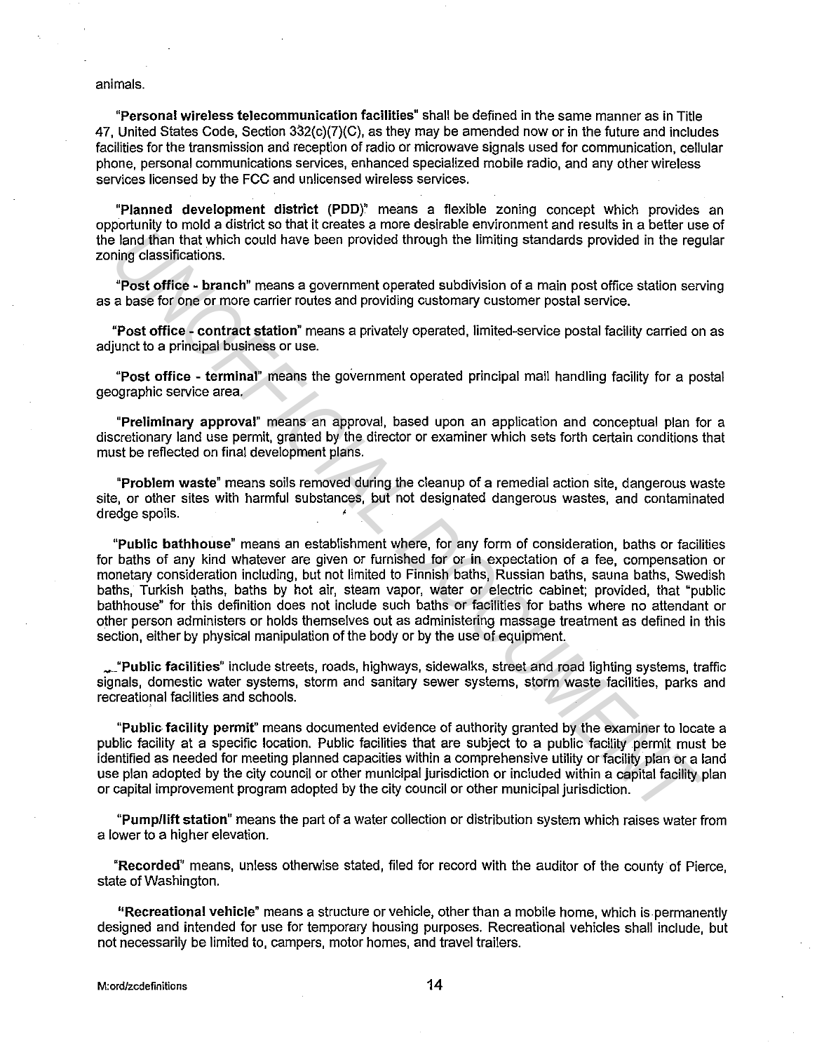animals.

"**Personal wireless telecommunication facilities**" shall be defined in the same manner as in Title 47, United States Code, Section 332(c)(7)(C), as they may be amended now or in the future and includes facilities for the transmission and reception of radio or microwave signals used for communication, cellular phone, personal communications services, enhanced specialized mobile radio, and any other wireless services licensed by the FCC and unlicensed wireless services.

"**Planned development district (PDD)**" means a flexible zoning concept which provides an opportunity to mold a district so that it creates a more desirable environment and results in a better use of the land than that which could have been provided through the limiting standards provided in the regular zoning classifications.

"**Post office - branch**" means a government operated subdivision of a main post office station serving as a base for one or more carrier routes and providing customary customer postal service.

"**Post office - contract station**" means a privately operated, limited-service postal facility carried on as adjunct to a principal business or use.

"**Post office - terminal**" means the government operated principal mail handling facility for a postal geographic service area.

"**Preliminary approval**" means an approval, based upon an application and conceptual plan for a discretionary land use permit, granted by the director or examiner which sets forth certain conditions that must be reflected on final development plans.

"**Problem waste**" means soils removed during the cleanup of a remedial action site, dangerous waste site, or other sites with harmful substances, but not designated dangerous wastes, and contaminated dredge spoils.

"**Public bathhouse**" means an establishment where, for any form of consideration, baths or facilities for baths of any kind whatever are given or furnished for or in expectation of a fee, compensation or monetary consideration including, but not limited to Finnish baths, Russian baths, sauna baths, Swedish baths, Turkish baths, baths by hot air, steam vapor, water or electric cabinet; provided, that "public bathhouse" for this definition does not include such baths or facilities for baths where no attendant or other person administers or holds themselves out as administering massage treatment as defined in this section, either by physical manipulation of the body or by the use of equipment.

"**Public facilities**" include streets, roads, highways, sidewalks, street and road lighting systems, traffic signals, domestic water systems, storm and sanitary sewer systems, storm waste facilities, parks and recreational facilities and schools.

"**Public facility permit**" means documented evidence of authority granted by the examiner to locate a public facility at a specific location. Public facilities that are subject to a public facility permit must be identified as needed for meeting planned capacities within a comprehensive utility or facility plan or a land use plan adopted by the city council or other municipal jurisdiction or included within a capital facility plan or capital improvement program adopted by the city council or other municipal jurisdiction.

"**Pump/lift station**" means the part of a water collection or distribution system which raises water from a lower to a higher elevation.

"**Recorded**" means, unless otherwise stated, filed for record with the auditor of the county of Pierce, state of Washington.

"**Recreational vehicle**" means a structure or vehicle, other than a mobile home, which is permanently designed and intended for use for temporary housing purposes. Recreational vehicles shall include, but not necessarily be limited to, campers, motor homes, and travel trailers.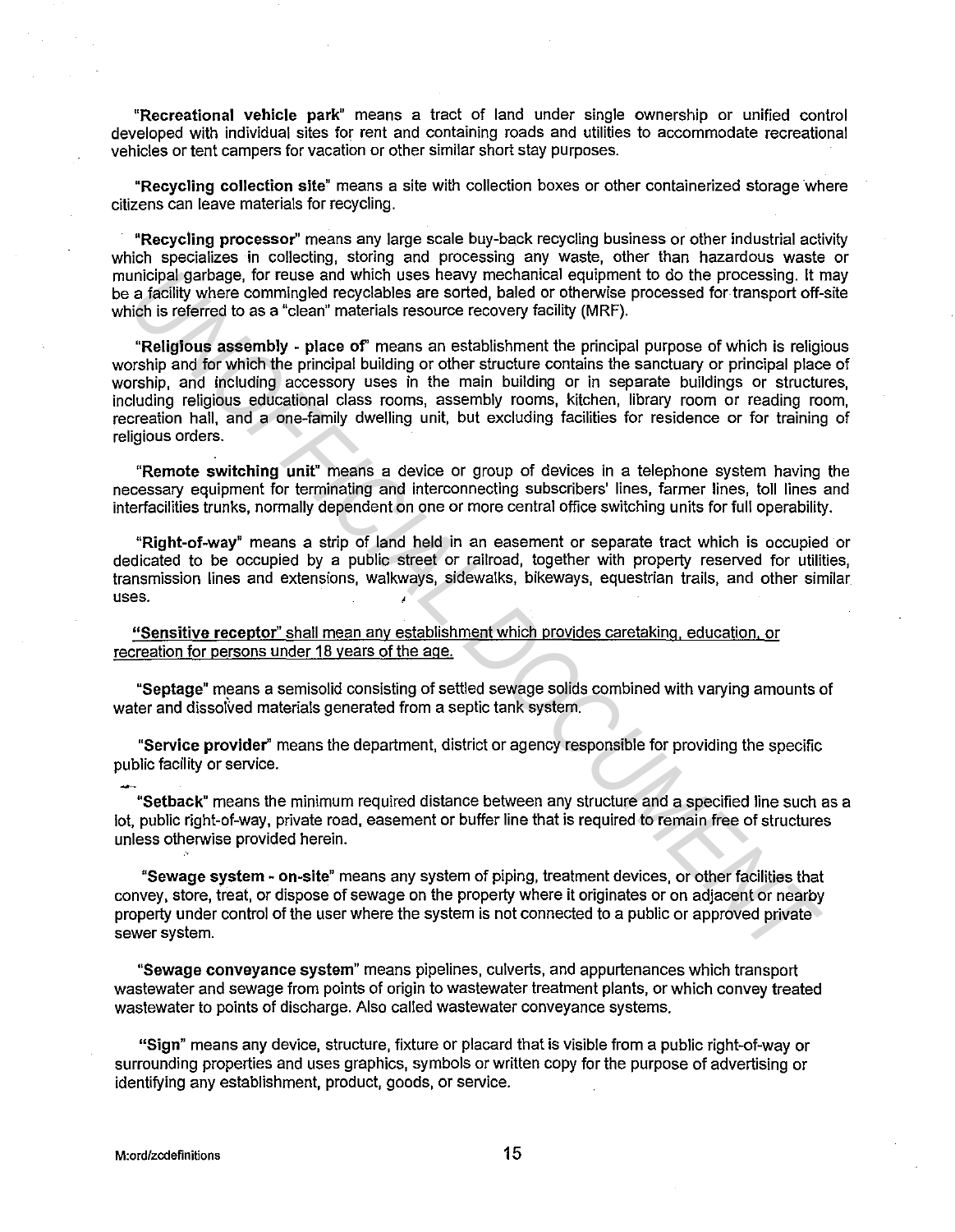"**Recreational vehicle park**" means a tract of land under single ownership or unified control developed with individual sites for rent and containing roads and utilities to accommodate recreational vehicles or tent campers for vacation or other similar short stay purposes.

"**Recycling collection site**" means a site with collection boxes or other containerized storage where citizens can leave materials for recycling.

"**Recycling processor**" means any large scale buy-back recycling business or other industrial activity which specializes in collecting, storing and processing any waste, other than hazardous waste or municipal garbage, for reuse and which uses heavy mechanical equipment to do the processing. It may be a facility where commingled recyclables are sorted, baled or otherwise processed for transport off-site which is referred to as a "clean" materials resource recovery facility (MRF).

"**Religious assembly - place of**" means an establishment the principal purpose of which is religious worship and for which the principal building or other structure contains the sanctuary or principal place of worship, and including accessory uses in the main building or in separate buildings or structures, including religious educational class rooms, assembly rooms, kitchen, library room or reading room, recreation hall, and a one-family dwelling unit, but excluding facilities for residence or for training of religious orders.

"**Remote switching unit**" means a device or group of devices in a telephone system having the necessary equipment for terminating and interconnecting subscribers' lines, farmer lines, toll lines and interfacilities trunks, normally dependent on one or more central office switching units for full operability.

"**Right-of-way**" means a strip of land held in an easement or separate tract which is occupied or dedicated to be occupied by a public street or railroad, together with property reserved for utilities, transmission lines and extensions, walkways, sidewalks, bikeways, equestrian trails, and other similar uses.

<u>"**Sensitive receptor**" shall mean any establishment which provides caretaking, education, or recreation for persons under 18 years of the age.</u>

"**Septage**" means a semisolid consisting of settled sewage solids combined with varying amounts of water and dissolved materials generated from a septic tank system.

"**Service provider**" means the department, district or agency responsible for providing the specific public facility or service.

"**Setback**" means the minimum required distance between any structure and a specified line such as a lot, public right-of-way, private road, easement or buffer line that is required to remain free of structures unless otherwise provided herein.

"**Sewage system - on-site**" means any system of piping, treatment devices, or other facilities that convey, store, treat, or dispose of sewage on the property where it originates or on adjacent or nearby property under control of the user where the system is not connected to a public or approved private sewer system.

"**Sewage conveyance system**" means pipelines, culverts, and appurtenances which transport wastewater and sewage from points of origin to wastewater treatment plants, or which convey treated wastewater to points of discharge. Also called wastewater conveyance systems.

"**Sign**" means any device, structure, fixture or placard that is visible from a public right-of-way or surrounding properties and uses graphics, symbols or written copy for the purpose of advertising or identifying any establishment, product, goods, or service.

M:ord/zcdefinitions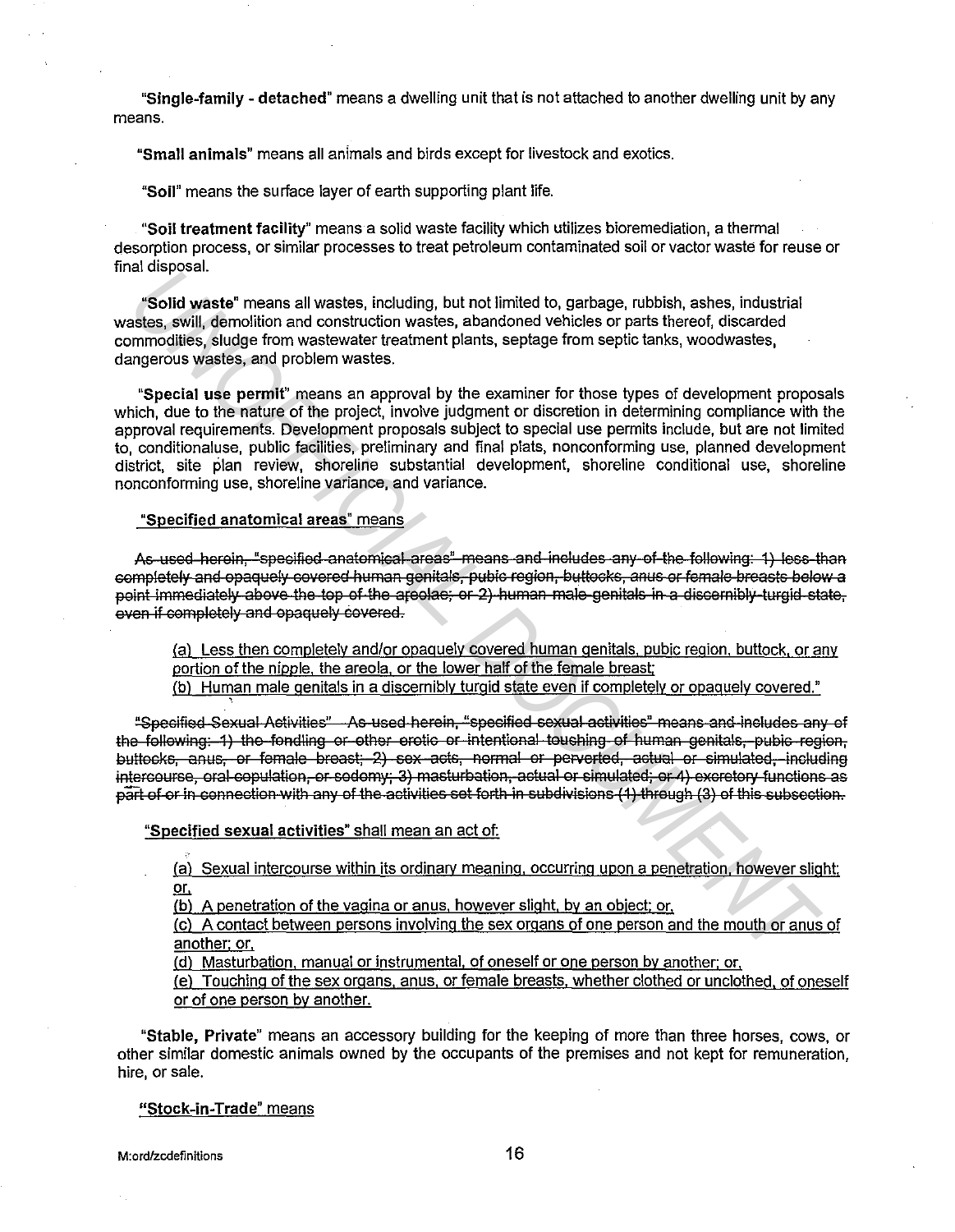"**Single-family - detached**" means a dwelling unit that is not attached to another dwelling unit by any means.

"**Small animals**" means all animals and birds except for livestock and exotics.

"**Soil**" means the surface layer of earth supporting plant life.

"**Soil treatment facility**" means a solid waste facility which utilizes bioremediation, a thermal desorption process, or similar processes to treat petroleum contaminated soil or vactor waste for reuse or final disposal.

"**Solid waste**" means all wastes, including, but not limited to, garbage, rubbish, ashes, industrial wastes, swill, demolition and construction wastes, abandoned vehicles or parts thereof, discarded commodities, sludge from wastewater treatment plants, septage from septic tanks, woodwastes, dangerous wastes, and problem wastes.

"**Special use permit**" means an approval by the examiner for those types of development proposals which, due to the nature of the project, involve judgment or discretion in determining compliance with the approval requirements. Development proposals subject to special use permits include, but are not limited to, conditionaluse, public facilities, preliminary and final plats, nonconforming use, planned development district, site plan review, shoreline substantial development, shoreline conditional use, shoreline nonconforming use, shoreline variance, and variance.

<u>"**Specified anatomical areas**" means</u>

~~As used herein, "specified anatomical areas" means and includes any of the following: 1) less than completely and opaquely covered human genitals, pubic region, buttocks, anus or female breasts below a point immediately above the top of the areolae; or 2) human male genitals in a discernibly turgid state, even if completely and opaquely covered.~~

<u>(a) Less then completely and/or opaquely covered human genitals, pubic region, buttock, or any portion of the nipple, the areola, or the lower half of the female breast;</u>
<u>(b) Human male genitals in a discernibly turgid state even if completely or opaquely covered."</u>

~~"Specified Sexual Activities" As used herein, "specified sexual activities" means and includes any of the following: 1) the fondling or other erotic or intentional touching of human genitals, pubic region, buttocks, anus, or female breast; 2) sex acts, normal or perverted, actual or simulated, including intercourse, oral copulation, or sodomy; 3) masturbation, actual or simulated; or 4) excretory functions as part of or in connection with any of the activities set forth in subdivisions (1) through (3) of this subsection.~~

<u>"**Specified sexual activities**" shall mean an act of:</u>

<u>(a) Sexual intercourse within its ordinary meaning, occurring upon a penetration, however slight; or,</u>
<u>(b) A penetration of the vagina or anus, however slight, by an object; or,</u>
<u>(c) A contact between persons involving the sex organs of one person and the mouth or anus of another; or,</u>
<u>(d) Masturbation, manual or instrumental, of oneself or one person by another; or,</u>
<u>(e) Touching of the sex organs, anus, or female breasts, whether clothed or unclothed, of oneself or of one person by another.</u>

"**Stable, Private**" means an accessory building for the keeping of more than three horses, cows, or other similar domestic animals owned by the occupants of the premises and not kept for remuneration, hire, or sale.

<u>"**Stock-in-Trade**" means</u>

M:ord/zcdefinitions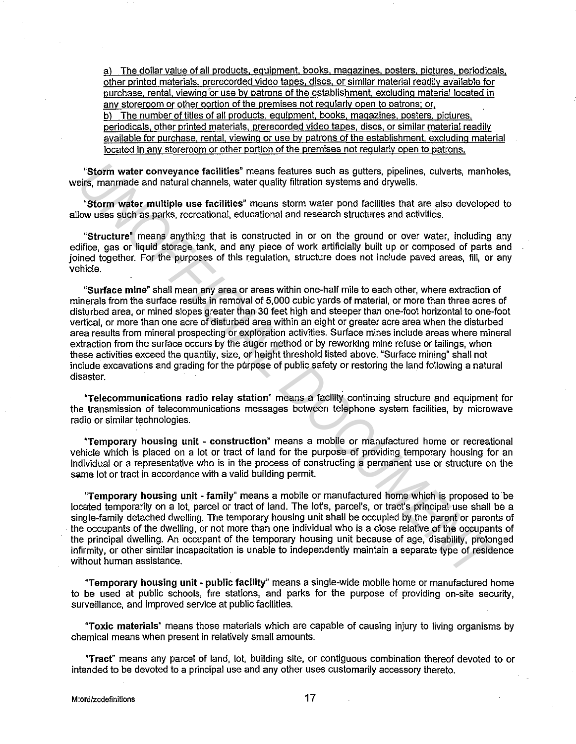a) The dollar value of all products, equipment, books, magazines, posters, pictures, periodicals, other printed materials, prerecorded video tapes, discs, or similar material readily available for purchase, rental, viewing or use by patrons of the establishment, excluding material located in any storeroom or other portion of the premises not regularly open to patrons; or,
b) The number of titles of all products, equipment, books, magazines, posters, pictures, periodicals, other printed materials, prerecorded video tapes, discs, or similar material readily available for purchase, rental, viewing or use by patrons of the establishment, excluding material located in any storeroom or other portion of the premises not regularly open to patrons.

"**Storm water conveyance facilities**" means features such as gutters, pipelines, culverts, manholes, weirs, manmade and natural channels, water quality filtration systems and drywells.

"**Storm water multiple use facilities**" means storm water pond facilities that are also developed to allow uses such as parks, recreational, educational and research structures and activities.

"**Structure**" means anything that is constructed in or on the ground or over water, including any edifice, gas or liquid storage tank, and any piece of work artificially built up or composed of parts and joined together. For the purposes of this regulation, structure does not include paved areas, fill, or any vehicle.

"**Surface mine**" shall mean any area or areas within one-half mile to each other, where extraction of minerals from the surface results in removal of 5,000 cubic yards of material, or more than three acres of disturbed area, or mined slopes greater than 30 feet high and steeper than one-foot horizontal to one-foot vertical, or more than one acre of disturbed area within an eight or greater acre area when the disturbed area results from mineral prospecting or exploration activities. Surface mines include areas where mineral extraction from the surface occurs by the auger method or by reworking mine refuse or tailings, when these activities exceed the quantity, size, or height threshold listed above. "Surface mining" shall not include excavations and grading for the purpose of public safety or restoring the land following a natural disaster.

"**Telecommunications radio relay station**" means a facility continuing structure and equipment for the transmission of telecommunications messages between telephone system facilities, by microwave radio or similar technologies.

"**Temporary housing unit - construction**" means a mobile or manufactured home or recreational vehicle which is placed on a lot or tract of land for the purpose of providing temporary housing for an individual or a representative who is in the process of constructing a permanent use or structure on the same lot or tract in accordance with a valid building permit.

"**Temporary housing unit - family**" means a mobile or manufactured home which is proposed to be located temporarily on a lot, parcel or tract of land. The lot's, parcel's, or tract's principal use shall be a single-family detached dwelling. The temporary housing unit shall be occupied by the parent or parents of the occupants of the dwelling, or not more than one individual who is a close relative of the occupants of the principal dwelling. An occupant of the temporary housing unit because of age, disability, prolonged infirmity, or other similar incapacitation is unable to independently maintain a separate type of residence without human assistance.

"**Temporary housing unit - public facility**" means a single-wide mobile home or manufactured home to be used at public schools, fire stations, and parks for the purpose of providing on-site security, surveillance, and improved service at public facilities.

"**Toxic materials**" means those materials which are capable of causing injury to living organisms by chemical means when present in relatively small amounts.

"**Tract**" means any parcel of land, lot, building site, or contiguous combination thereof devoted to or intended to be devoted to a principal use and any other uses customarily accessory thereto.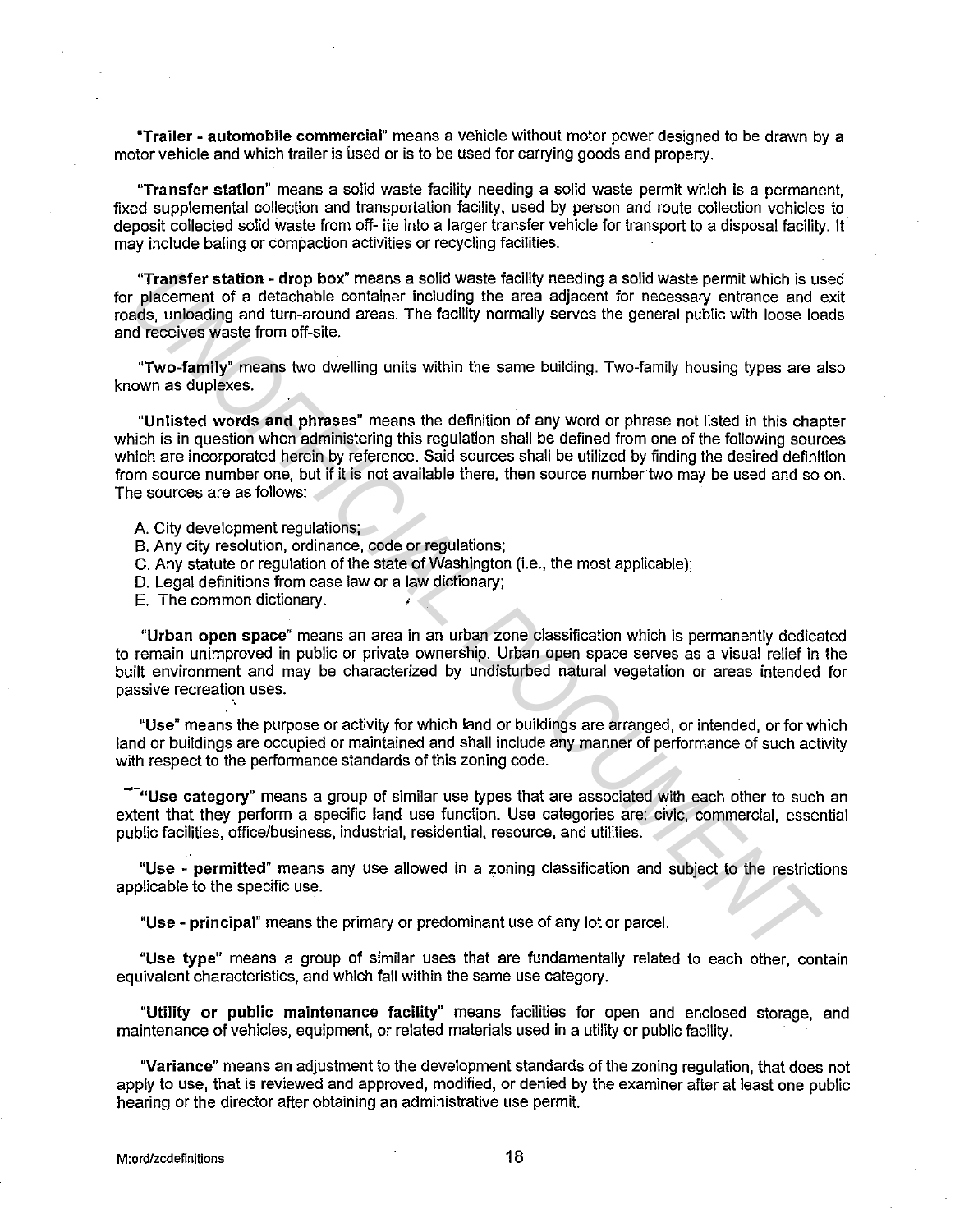"**Trailer - automobile commercial**" means a vehicle without motor power designed to be drawn by a motor vehicle and which trailer is used or is to be used for carrying goods and property.

"**Transfer station**" means a solid waste facility needing a solid waste permit which is a permanent, fixed supplemental collection and transportation facility, used by person and route collection vehicles to deposit collected solid waste from off- ite into a larger transfer vehicle for transport to a disposal facility. It may include baling or compaction activities or recycling facilities.

"**Transfer station - drop box**" means a solid waste facility needing a solid waste permit which is used for placement of a detachable container including the area adjacent for necessary entrance and exit roads, unloading and turn-around areas. The facility normally serves the general public with loose loads and receives waste from off-site.

"**Two-family**" means two dwelling units within the same building. Two-family housing types are also known as duplexes.

"**Unlisted words and phrases**" means the definition of any word or phrase not listed in this chapter which is in question when administering this regulation shall be defined from one of the following sources which are incorporated herein by reference. Said sources shall be utilized by finding the desired definition from source number one, but if it is not available there, then source number two may be used and so on. The sources are as follows:

A. City development regulations;
B. Any city resolution, ordinance, code or regulations;
C. Any statute or regulation of the state of Washington (i.e., the most applicable);
D. Legal definitions from case law or a law dictionary;
E. The common dictionary.

"**Urban open space**" means an area in an urban zone classification which is permanently dedicated to remain unimproved in public or private ownership. Urban open space serves as a visual relief in the built environment and may be characterized by undisturbed natural vegetation or areas intended for passive recreation uses.

"**Use**" means the purpose or activity for which land or buildings are arranged, or intended, or for which land or buildings are occupied or maintained and shall include any manner of performance of such activity with respect to the performance standards of this zoning code.

"**Use category**" means a group of similar use types that are associated with each other to such an extent that they perform a specific land use function. Use categories are: civic, commercial, essential public facilities, office/business, industrial, residential, resource, and utilities.

"**Use - permitted**" means any use allowed in a zoning classification and subject to the restrictions applicable to the specific use.

"**Use - principal**" means the primary or predominant use of any lot or parcel.

"**Use type**" means a group of similar uses that are fundamentally related to each other, contain equivalent characteristics, and which fall within the same use category.

"**Utility or public maintenance facility**" means facilities for open and enclosed storage, and maintenance of vehicles, equipment, or related materials used in a utility or public facility.

"**Variance**" means an adjustment to the development standards of the zoning regulation, that does not apply to use, that is reviewed and approved, modified, or denied by the examiner after at least one public hearing or the director after obtaining an administrative use permit.

M:ord/zcdefinitions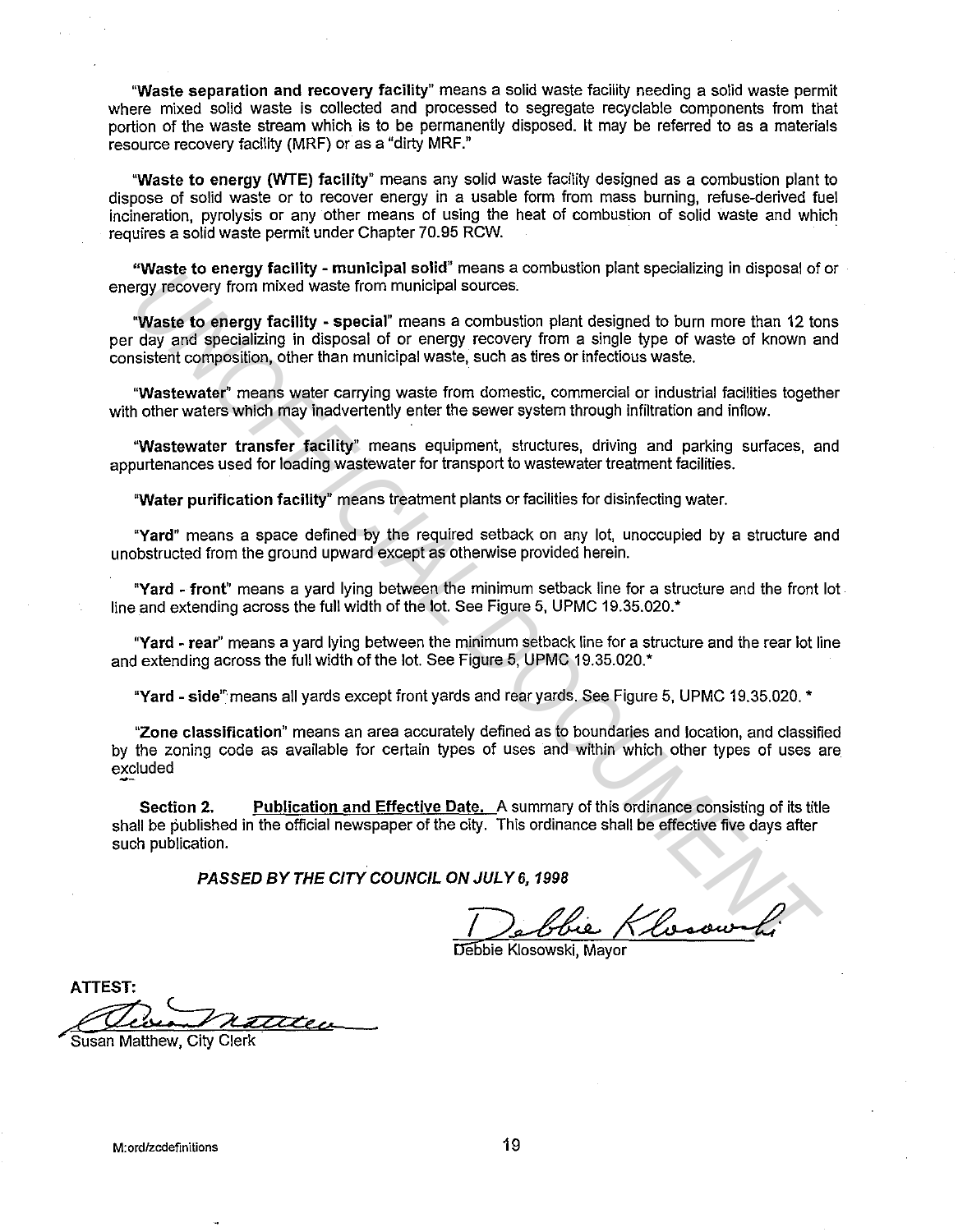"**Waste separation and recovery facility**" means a solid waste facility needing a solid waste permit where mixed solid waste is collected and processed to segregate recyclable components from that portion of the waste stream which is to be permanently disposed. It may be referred to as a materials resource recovery facility (MRF) or as a "dirty MRF."

"**Waste to energy (WTE) facility**" means any solid waste facility designed as a combustion plant to dispose of solid waste or to recover energy in a usable form from mass burning, refuse-derived fuel incineration, pyrolysis or any other means of using the heat of combustion of solid waste and which requires a solid waste permit under Chapter 70.95 RCW.

"**Waste to energy facility - municipal solid**" means a combustion plant specializing in disposal of or energy recovery from mixed waste from municipal sources.

"**Waste to energy facility - special**" means a combustion plant designed to burn more than 12 tons per day and specializing in disposal of or energy recovery from a single type of waste of known and consistent composition, other than municipal waste, such as tires or infectious waste.

"**Wastewater**" means water carrying waste from domestic, commercial or industrial facilities together with other waters which may inadvertently enter the sewer system through infiltration and inflow.

"**Wastewater transfer facility**" means equipment, structures, driving and parking surfaces, and appurtenances used for loading wastewater for transport to wastewater treatment facilities.

"**Water purification facility**" means treatment plants or facilities for disinfecting water.

"**Yard**" means a space defined by the required setback on any lot, unoccupied by a structure and unobstructed from the ground upward except as otherwise provided herein.

"**Yard - front**" means a yard lying between the minimum setback line for a structure and the front lot line and extending across the full width of the lot. See Figure 5, UPMC 19.35.020.*

"**Yard - rear**" means a yard lying between the minimum setback line for a structure and the rear lot line and extending across the full width of the lot. See Figure 5, UPMC 19.35.020.*

"**Yard - side**" means all yards except front yards and rear yards. See Figure 5, UPMC 19.35.020. *

"**Zone classification**" means an area accurately defined as to boundaries and location, and classified by the zoning code as available for certain types of uses and within which other types of uses are excluded

**Section 2.** **Publication and Effective Date.** A summary of this ordinance consisting of its title shall be published in the official newspaper of the city. This ordinance shall be effective five days after such publication.

***PASSED BY THE CITY COUNCIL ON JULY 6, 1998***

Debbie Klosowski, Mayor

**ATTEST:**

Susan Matthew, City Clerk

M:ord/zcdefinitions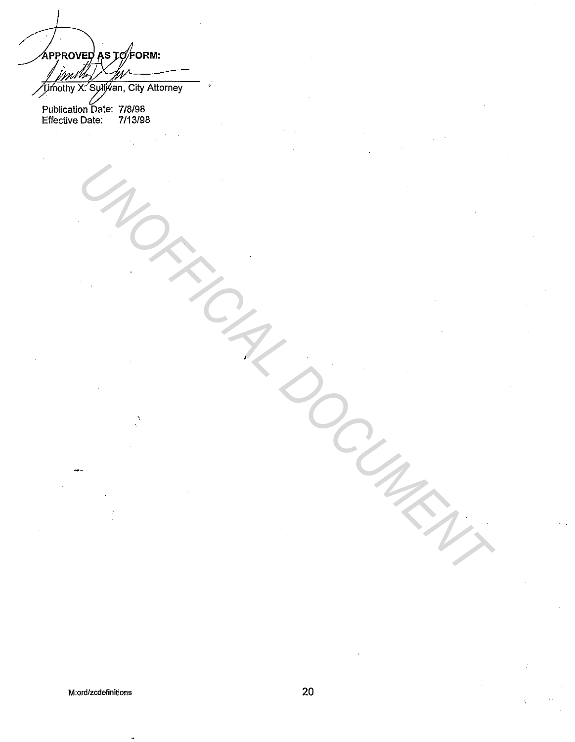**APPROVED AS TO FORM:**

Timothy X. Sullivan, City Attorney

Publication Date: 7/8/98
Effective Date: 7/13/98

UNOFFICIAL DOCUMENT

M:ord/zcdefinitions